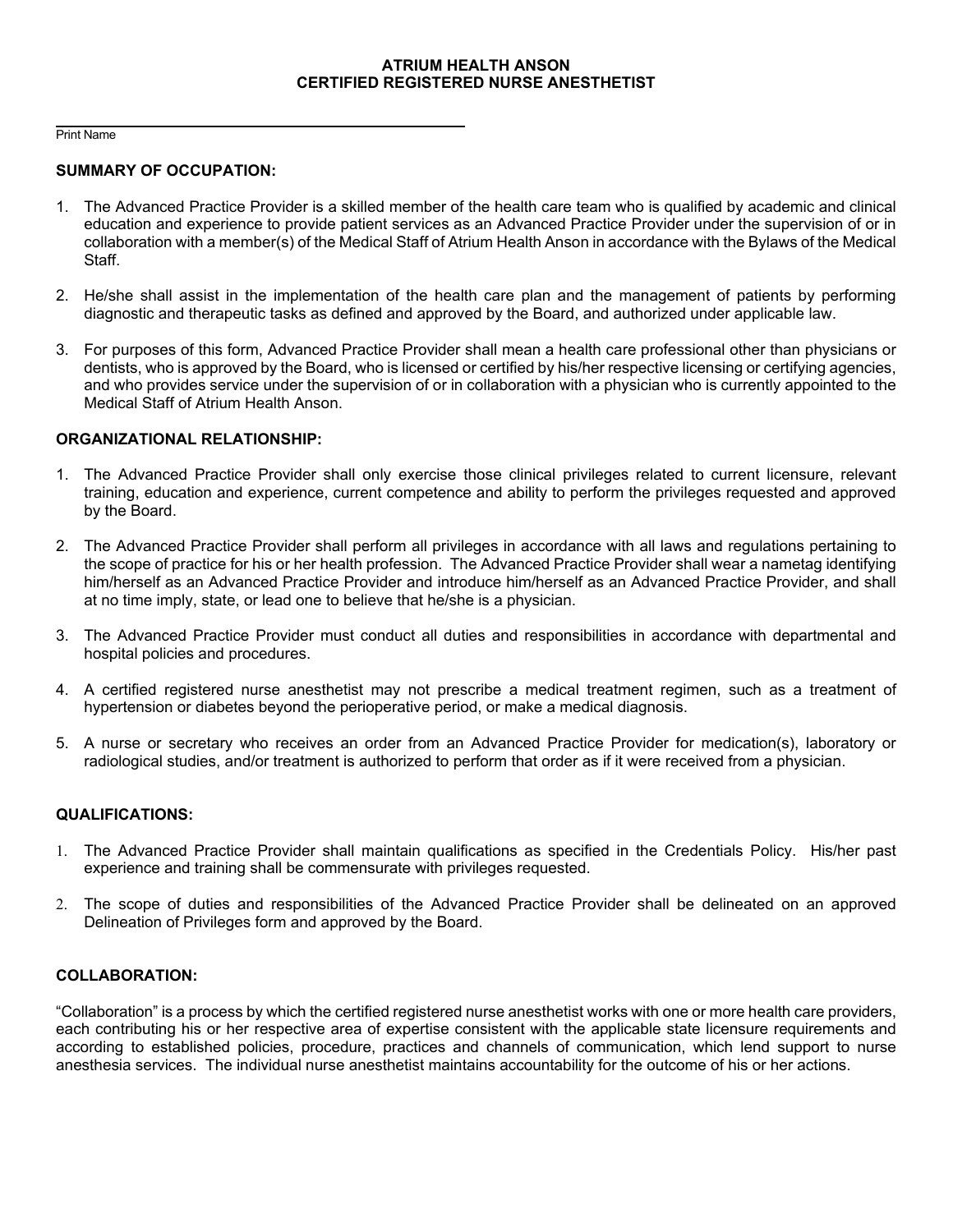**ATRIUM HEALTH ANSON**
**CERTIFIED REGISTERED NURSE ANESTHETIST**

\_\_\_\_\_\_\_\_\_\_\_\_\_\_\_\_\_\_\_\_\_\_\_\_\_\_\_\_\_\_\_\_\_\_\_\_\_\_\_\_\_\_\_\_
Print Name

**SUMMARY OF OCCUPATION:**

1. The Advanced Practice Provider is a skilled member of the health care team who is qualified by academic and clinical education and experience to provide patient services as an Advanced Practice Provider under the supervision of or in collaboration with a member(s) of the Medical Staff of Atrium Health Anson in accordance with the Bylaws of the Medical Staff.

2. He/she shall assist in the implementation of the health care plan and the management of patients by performing diagnostic and therapeutic tasks as defined and approved by the Board, and authorized under applicable law.

3. For purposes of this form, Advanced Practice Provider shall mean a health care professional other than physicians or dentists, who is approved by the Board, who is licensed or certified by his/her respective licensing or certifying agencies, and who provides service under the supervision of or in collaboration with a physician who is currently appointed to the Medical Staff of Atrium Health Anson.

**ORGANIZATIONAL RELATIONSHIP:**

1. The Advanced Practice Provider shall only exercise those clinical privileges related to current licensure, relevant training, education and experience, current competence and ability to perform the privileges requested and approved by the Board.

2. The Advanced Practice Provider shall perform all privileges in accordance with all laws and regulations pertaining to the scope of practice for his or her health profession. The Advanced Practice Provider shall wear a nametag identifying him/herself as an Advanced Practice Provider and introduce him/herself as an Advanced Practice Provider, and shall at no time imply, state, or lead one to believe that he/she is a physician.

3. The Advanced Practice Provider must conduct all duties and responsibilities in accordance with departmental and hospital policies and procedures.

4. A certified registered nurse anesthetist may not prescribe a medical treatment regimen, such as a treatment of hypertension or diabetes beyond the perioperative period, or make a medical diagnosis.

5. A nurse or secretary who receives an order from an Advanced Practice Provider for medication(s), laboratory or radiological studies, and/or treatment is authorized to perform that order as if it were received from a physician.

**QUALIFICATIONS:**

1. The Advanced Practice Provider shall maintain qualifications as specified in the Credentials Policy. His/her past experience and training shall be commensurate with privileges requested.

2. The scope of duties and responsibilities of the Advanced Practice Provider shall be delineated on an approved Delineation of Privileges form and approved by the Board.

**COLLABORATION:**

"Collaboration" is a process by which the certified registered nurse anesthetist works with one or more health care providers, each contributing his or her respective area of expertise consistent with the applicable state licensure requirements and according to established policies, procedure, practices and channels of communication, which lend support to nurse anesthesia services. The individual nurse anesthetist maintains accountability for the outcome of his or her actions.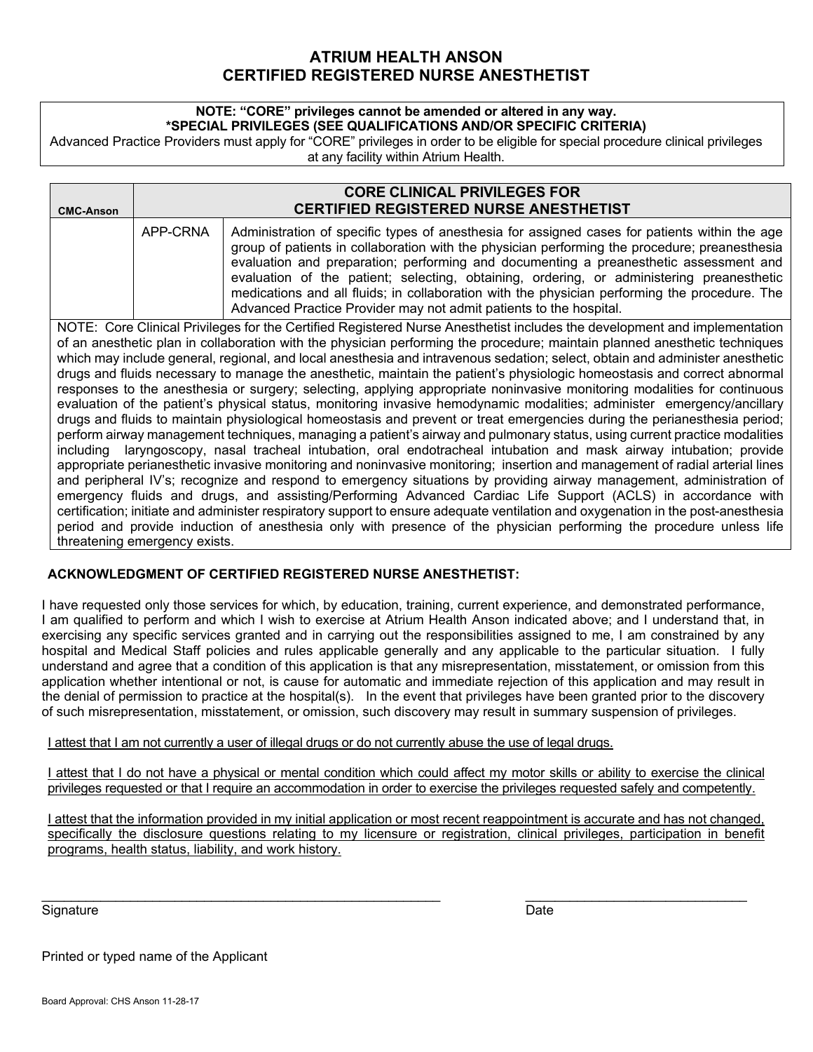# ATRIUM HEALTH ANSON
# CERTIFIED REGISTERED NURSE ANESTHETIST

**NOTE: "CORE" privileges cannot be amended or altered in any way.**
**\*SPECIAL PRIVILEGES (SEE QUALIFICATIONS AND/OR SPECIFIC CRITERIA)**
Advanced Practice Providers must apply for "CORE" privileges in order to be eligible for special procedure clinical privileges at any facility within Atrium Health.

| **CMC-Anson** | **CORE CLINICAL PRIVILEGES FOR CERTIFIED REGISTERED NURSE ANESTHETIST** | |
|---|---|---|
| | APP-CRNA | Administration of specific types of anesthesia for assigned cases for patients within the age group of patients in collaboration with the physician performing the procedure; preanesthesia evaluation and preparation; performing and documenting a preanesthetic assessment and evaluation of the patient; selecting, obtaining, ordering, or administering preanesthetic medications and all fluids; in collaboration with the physician performing the procedure. The Advanced Practice Provider may not admit patients to the hospital. |

NOTE: Core Clinical Privileges for the Certified Registered Nurse Anesthetist includes the development and implementation of an anesthetic plan in collaboration with the physician performing the procedure; maintain planned anesthetic techniques which may include general, regional, and local anesthesia and intravenous sedation; select, obtain and administer anesthetic drugs and fluids necessary to manage the anesthetic, maintain the patient's physiologic homeostasis and correct abnormal responses to the anesthesia or surgery; selecting, applying appropriate noninvasive monitoring modalities for continuous evaluation of the patient's physical status, monitoring invasive hemodynamic modalities; administer emergency/ancillary drugs and fluids to maintain physiological homeostasis and prevent or treat emergencies during the perianesthesia period; perform airway management techniques, managing a patient's airway and pulmonary status, using current practice modalities including laryngoscopy, nasal tracheal intubation, oral endotracheal intubation and mask airway intubation; provide appropriate perianesthetic invasive monitoring and noninvasive monitoring; insertion and management of radial arterial lines and peripheral IV's; recognize and respond to emergency situations by providing airway management, administration of emergency fluids and drugs, and assisting/Performing Advanced Cardiac Life Support (ACLS) in accordance with certification; initiate and administer respiratory support to ensure adequate ventilation and oxygenation in the post-anesthesia period and provide induction of anesthesia only with presence of the physician performing the procedure unless life threatening emergency exists.

**ACKNOWLEDGMENT OF CERTIFIED REGISTERED NURSE ANESTHETIST:**

I have requested only those services for which, by education, training, current experience, and demonstrated performance, I am qualified to perform and which I wish to exercise at Atrium Health Anson indicated above; and I understand that, in exercising any specific services granted and in carrying out the responsibilities assigned to me, I am constrained by any hospital and Medical Staff policies and rules applicable generally and any applicable to the particular situation. I fully understand and agree that a condition of this application is that any misrepresentation, misstatement, or omission from this application whether intentional or not, is cause for automatic and immediate rejection of this application and may result in the denial of permission to practice at the hospital(s). In the event that privileges have been granted prior to the discovery of such misrepresentation, misstatement, or omission, such discovery may result in summary suspension of privileges.

<u>I attest that I am not currently a user of illegal drugs or do not currently abuse the use of legal drugs.</u>

<u>I attest that I do not have a physical or mental condition which could affect my motor skills or ability to exercise the clinical privileges requested or that I require an accommodation in order to exercise the privileges requested safely and competently.</u>

<u>I attest that the information provided in my initial application or most recent reappointment is accurate and has not changed, specifically the disclosure questions relating to my licensure or registration, clinical privileges, participation in benefit programs, health status, liability, and work history.</u>

\_\_\_\_\_\_\_\_\_\_\_\_\_\_\_\_\_\_\_\_\_\_\_\_\_\_\_\_\_\_\_\_\_\_\_\_\_\_\_\_\_\_\_\_ &nbsp;&nbsp;&nbsp;&nbsp; \_\_\_\_\_\_\_\_\_\_\_\_\_\_\_\_\_\_\_\_\_\_\_\_\_\_
Signature &nbsp;&nbsp;&nbsp;&nbsp; Date

Printed or typed name of the Applicant

Board Approval: CHS Anson 11-28-17